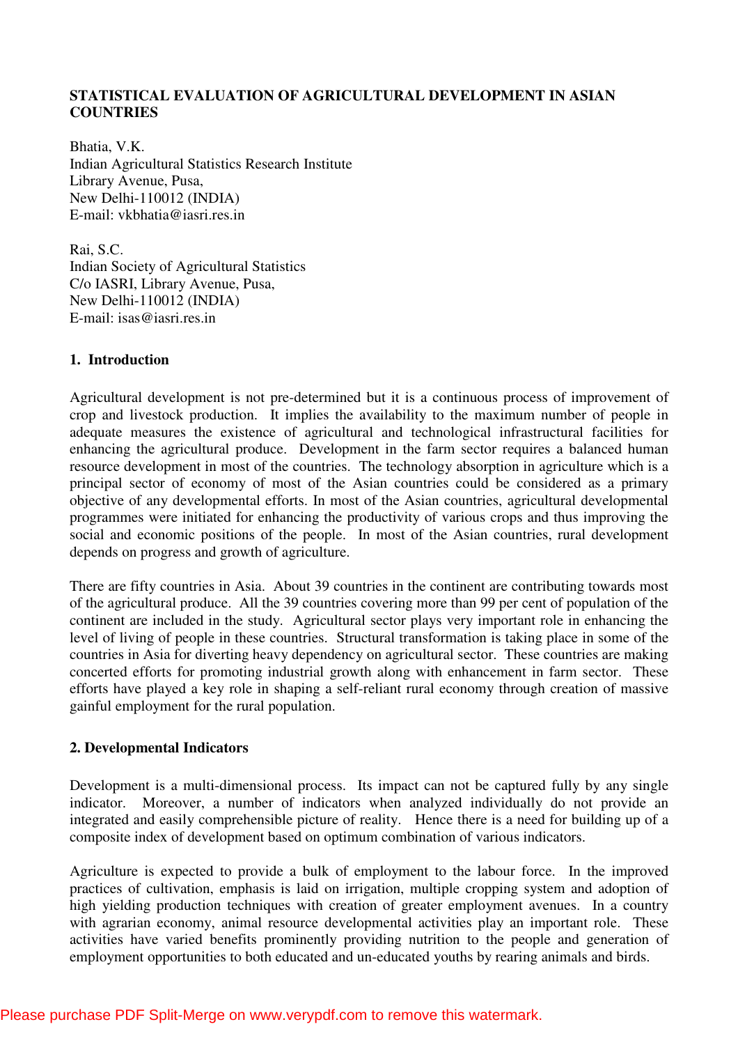# STATISTICAL EVALUATION OF AGRICULTURAL DEVELOPMENT IN ASIAN COUNTRIES

Bhatia, V.K.
Indian Agricultural Statistics Research Institute
Library Avenue, Pusa,
New Delhi-110012 (INDIA)
E-mail: vkbhatia@iasri.res.in

Rai, S.C.
Indian Society of Agricultural Statistics
C/o IASRI, Library Avenue, Pusa,
New Delhi-110012 (INDIA)
E-mail: isas@iasri.res.in

## 1. Introduction

Agricultural development is not pre-determined but it is a continuous process of improvement of crop and livestock production. It implies the availability to the maximum number of people in adequate measures the existence of agricultural and technological infrastructural facilities for enhancing the agricultural produce. Development in the farm sector requires a balanced human resource development in most of the countries. The technology absorption in agriculture which is a principal sector of economy of most of the Asian countries could be considered as a primary objective of any developmental efforts. In most of the Asian countries, agricultural developmental programmes were initiated for enhancing the productivity of various crops and thus improving the social and economic positions of the people. In most of the Asian countries, rural development depends on progress and growth of agriculture.

There are fifty countries in Asia. About 39 countries in the continent are contributing towards most of the agricultural produce. All the 39 countries covering more than 99 per cent of population of the continent are included in the study. Agricultural sector plays very important role in enhancing the level of living of people in these countries. Structural transformation is taking place in some of the countries in Asia for diverting heavy dependency on agricultural sector. These countries are making concerted efforts for promoting industrial growth along with enhancement in farm sector. These efforts have played a key role in shaping a self-reliant rural economy through creation of massive gainful employment for the rural population.

## 2. Developmental Indicators

Development is a multi-dimensional process. Its impact can not be captured fully by any single indicator. Moreover, a number of indicators when analyzed individually do not provide an integrated and easily comprehensible picture of reality. Hence there is a need for building up of a composite index of development based on optimum combination of various indicators.

Agriculture is expected to provide a bulk of employment to the labour force. In the improved practices of cultivation, emphasis is laid on irrigation, multiple cropping system and adoption of high yielding production techniques with creation of greater employment avenues. In a country with agrarian economy, animal resource developmental activities play an important role. These activities have varied benefits prominently providing nutrition to the people and generation of employment opportunities to both educated and un-educated youths by rearing animals and birds.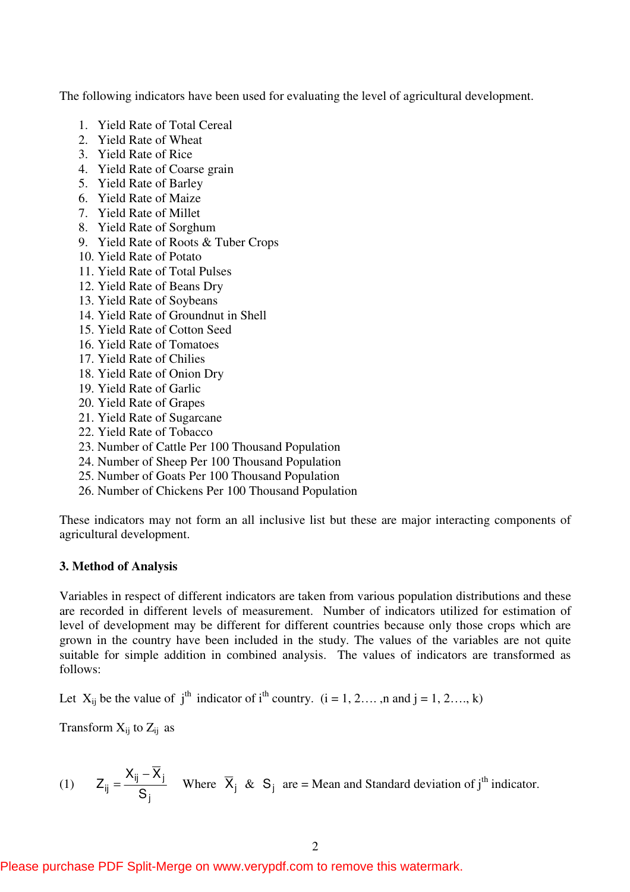The following indicators have been used for evaluating the level of agricultural development.

1. Yield Rate of Total Cereal
2. Yield Rate of Wheat
3. Yield Rate of Rice
4. Yield Rate of Coarse grain
5. Yield Rate of Barley
6. Yield Rate of Maize
7. Yield Rate of Millet
8. Yield Rate of Sorghum
9. Yield Rate of Roots & Tuber Crops
10. Yield Rate of Potato
11. Yield Rate of Total Pulses
12. Yield Rate of Beans Dry
13. Yield Rate of Soybeans
14. Yield Rate of Groundnut in Shell
15. Yield Rate of Cotton Seed
16. Yield Rate of Tomatoes
17. Yield Rate of Chilies
18. Yield Rate of Onion Dry
19. Yield Rate of Garlic
20. Yield Rate of Grapes
21. Yield Rate of Sugarcane
22. Yield Rate of Tobacco
23. Number of Cattle Per 100 Thousand Population
24. Number of Sheep Per 100 Thousand Population
25. Number of Goats Per 100 Thousand Population
26. Number of Chickens Per 100 Thousand Population

These indicators may not form an all inclusive list but these are major interacting components of agricultural development.

**3. Method of Analysis**

Variables in respect of different indicators are taken from various population distributions and these are recorded in different levels of measurement. Number of indicators utilized for estimation of level of development may be different for different countries because only those crops which are grown in the country have been included in the study. The values of the variables are not quite suitable for simple addition in combined analysis. The values of indicators are transformed as follows:

Let $X_{ij}$ be the value of $j^{th}$ indicator of $i^{th}$ country. $(i = 1, 2\ldots, n$ and $j = 1, 2\ldots, k)$

Transform $X_{ij}$ to $Z_{ij}$ as

(1) $$Z_{ij} = \frac{X_{ij} - \overline{X}_j}{S_j}$$ Where $\overline{X}_j$ & $S_j$ are = Mean and Standard deviation of $j^{th}$ indicator.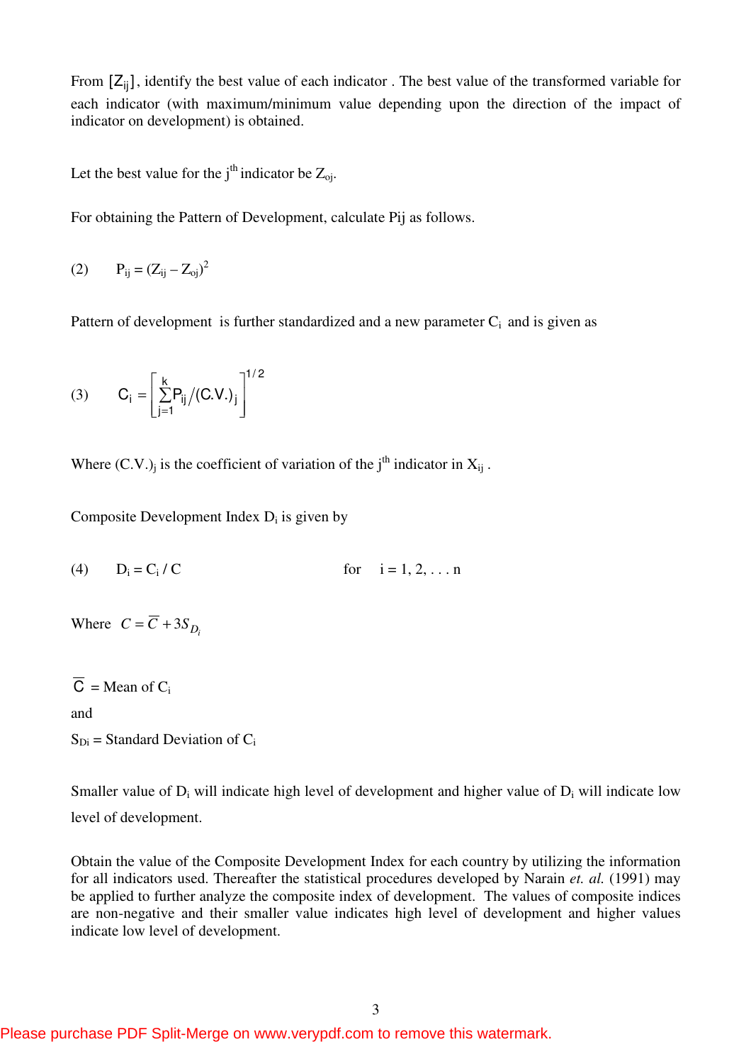From $[Z_{ij}]$, identify the best value of each indicator . The best value of the transformed variable for each indicator (with maximum/minimum value depending upon the direction of the impact of indicator on development) is obtained.

Let the best value for the $j^{th}$ indicator be $Z_{oj}$.

For obtaining the Pattern of Development, calculate Pij as follows.

(2) $$P_{ij} = (Z_{ij} - Z_{oj})^2$$

Pattern of development is further standardized and a new parameter $C_i$ and is given as

(3) $$C_i = \left[ \sum_{j=1}^{k} P_{ij} / (C.V.)_j \right]^{1/2}$$

Where $(C.V.)_j$ is the coefficient of variation of the $j^{th}$ indicator in $X_{ij}$ .

Composite Development Index $D_i$ is given by

(4) $$D_i = C_i / C \qquad \text{for} \quad i = 1, 2, \ldots n$$

Where $C = \overline{C} + 3S_{D_i}$

$\overline{C}$ = Mean of $C_i$

and

$S_{Di}$ = Standard Deviation of $C_i$

Smaller value of $D_i$ will indicate high level of development and higher value of $D_i$ will indicate low level of development.

Obtain the value of the Composite Development Index for each country by utilizing the information for all indicators used. Thereafter the statistical procedures developed by Narain *et. al.* (1991) may be applied to further analyze the composite index of development. The values of composite indices are non-negative and their smaller value indicates high level of development and higher values indicate low level of development.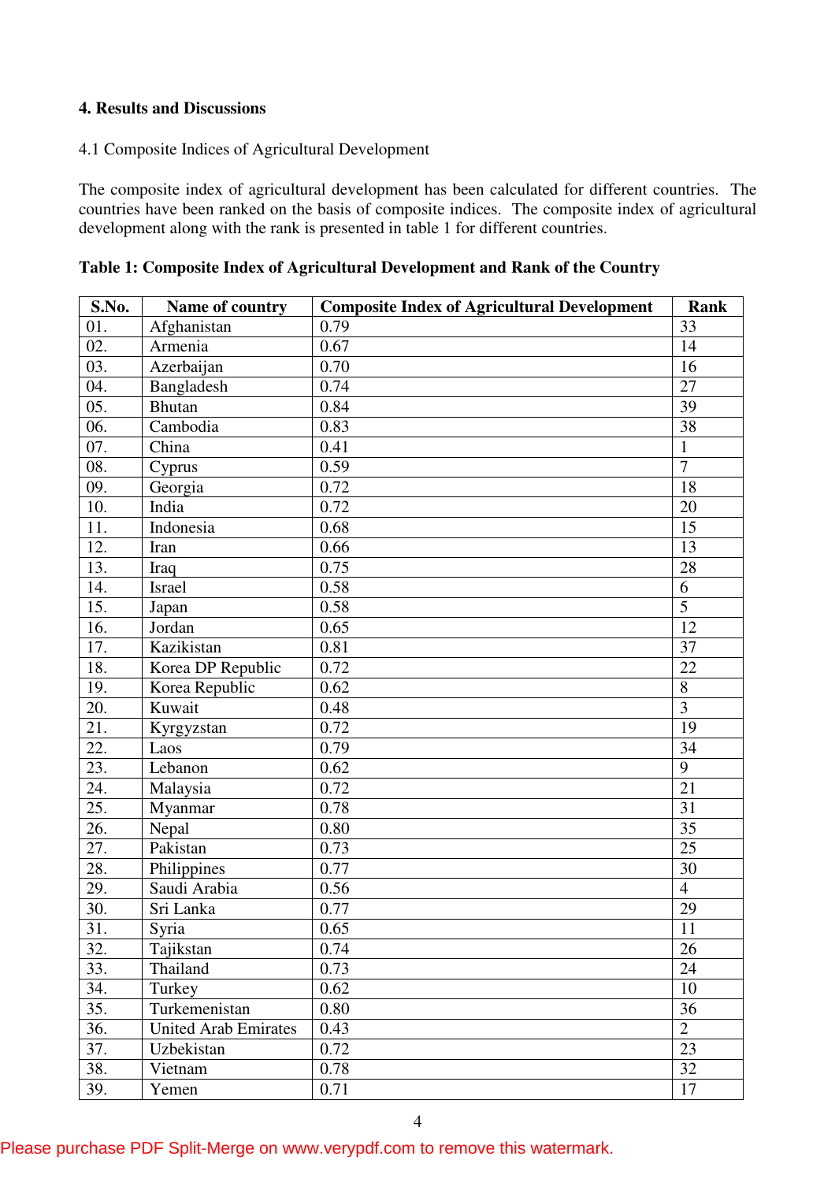**4. Results and Discussions**

4.1 Composite Indices of Agricultural Development

The composite index of agricultural development has been calculated for different countries. The countries have been ranked on the basis of composite indices. The composite index of agricultural development along with the rank is presented in table 1 for different countries.

**Table 1: Composite Index of Agricultural Development and Rank of the Country**

| S.No. | Name of country | Composite Index of Agricultural Development | Rank |
|---|---|---|---|
| 01. | Afghanistan | 0.79 | 33 |
| 02. | Armenia | 0.67 | 14 |
| 03. | Azerbaijan | 0.70 | 16 |
| 04. | Bangladesh | 0.74 | 27 |
| 05. | Bhutan | 0.84 | 39 |
| 06. | Cambodia | 0.83 | 38 |
| 07. | China | 0.41 | 1 |
| 08. | Cyprus | 0.59 | 7 |
| 09. | Georgia | 0.72 | 18 |
| 10. | India | 0.72 | 20 |
| 11. | Indonesia | 0.68 | 15 |
| 12. | Iran | 0.66 | 13 |
| 13. | Iraq | 0.75 | 28 |
| 14. | Israel | 0.58 | 6 |
| 15. | Japan | 0.58 | 5 |
| 16. | Jordan | 0.65 | 12 |
| 17. | Kazikistan | 0.81 | 37 |
| 18. | Korea DP Republic | 0.72 | 22 |
| 19. | Korea Republic | 0.62 | 8 |
| 20. | Kuwait | 0.48 | 3 |
| 21. | Kyrgyzstan | 0.72 | 19 |
| 22. | Laos | 0.79 | 34 |
| 23. | Lebanon | 0.62 | 9 |
| 24. | Malaysia | 0.72 | 21 |
| 25. | Myanmar | 0.78 | 31 |
| 26. | Nepal | 0.80 | 35 |
| 27. | Pakistan | 0.73 | 25 |
| 28. | Philippines | 0.77 | 30 |
| 29. | Saudi Arabia | 0.56 | 4 |
| 30. | Sri Lanka | 0.77 | 29 |
| 31. | Syria | 0.65 | 11 |
| 32. | Tajikstan | 0.74 | 26 |
| 33. | Thailand | 0.73 | 24 |
| 34. | Turkey | 0.62 | 10 |
| 35. | Turkemenistan | 0.80 | 36 |
| 36. | United Arab Emirates | 0.43 | 2 |
| 37. | Uzbekistan | 0.72 | 23 |
| 38. | Vietnam | 0.78 | 32 |
| 39. | Yemen | 0.71 | 17 |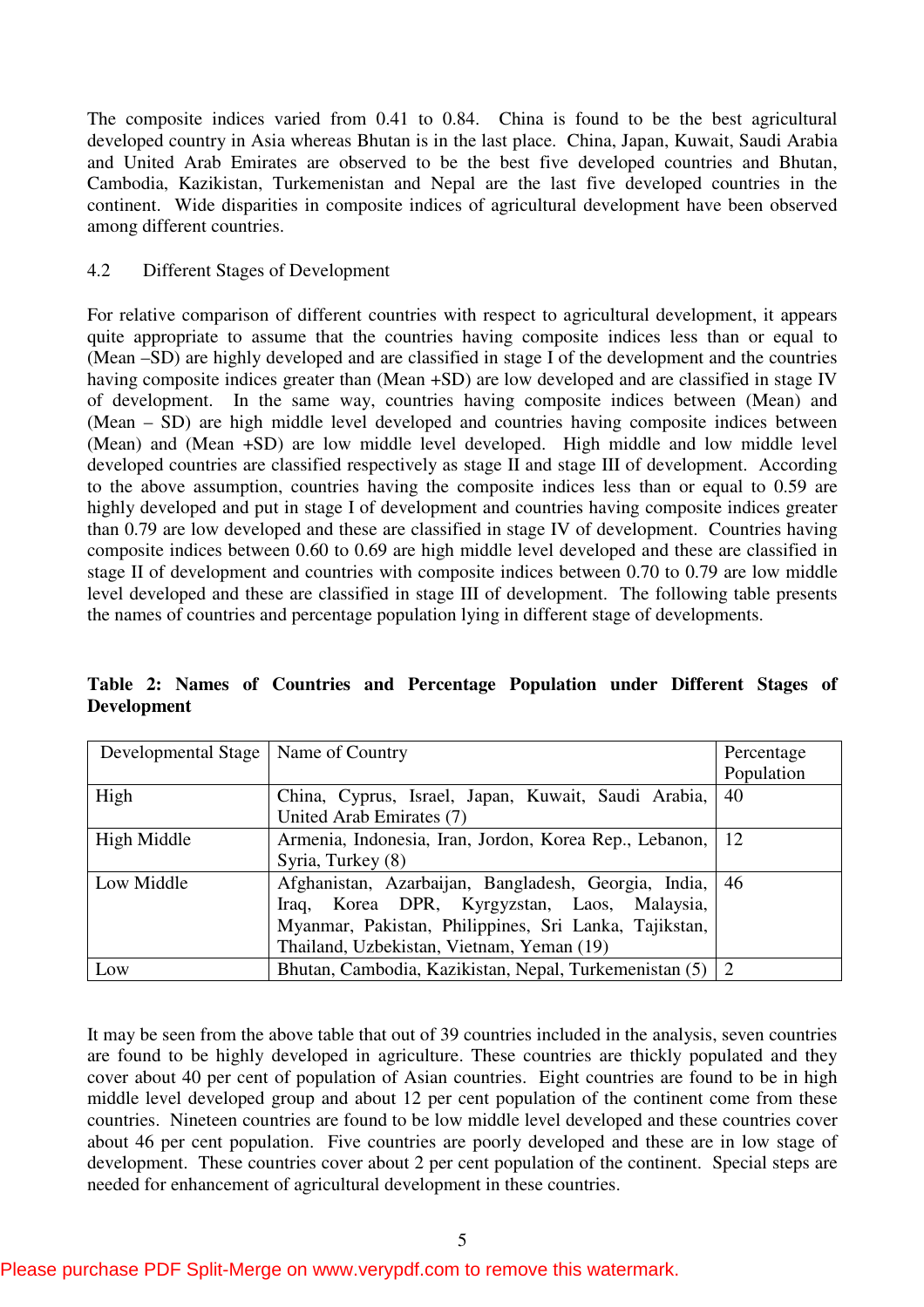The composite indices varied from 0.41 to 0.84. China is found to be the best agricultural developed country in Asia whereas Bhutan is in the last place. China, Japan, Kuwait, Saudi Arabia and United Arab Emirates are observed to be the best five developed countries and Bhutan, Cambodia, Kazikistan, Turkemenistan and Nepal are the last five developed countries in the continent. Wide disparities in composite indices of agricultural development have been observed among different countries.

### 4.2 Different Stages of Development

For relative comparison of different countries with respect to agricultural development, it appears quite appropriate to assume that the countries having composite indices less than or equal to (Mean –SD) are highly developed and are classified in stage I of the development and the countries having composite indices greater than (Mean +SD) are low developed and are classified in stage IV of development. In the same way, countries having composite indices between (Mean) and (Mean – SD) are high middle level developed and countries having composite indices between (Mean) and (Mean +SD) are low middle level developed. High middle and low middle level developed countries are classified respectively as stage II and stage III of development. According to the above assumption, countries having the composite indices less than or equal to 0.59 are highly developed and put in stage I of development and countries having composite indices greater than 0.79 are low developed and these are classified in stage IV of development. Countries having composite indices between 0.60 to 0.69 are high middle level developed and these are classified in stage II of development and countries with composite indices between 0.70 to 0.79 are low middle level developed and these are classified in stage III of development. The following table presents the names of countries and percentage population lying in different stage of developments.

**Table 2: Names of Countries and Percentage Population under Different Stages of Development**

| Developmental Stage | Name of Country | Percentage Population |
|---|---|---|
| High | China, Cyprus, Israel, Japan, Kuwait, Saudi Arabia, United Arab Emirates (7) | 40 |
| High Middle | Armenia, Indonesia, Iran, Jordon, Korea Rep., Lebanon, Syria, Turkey (8) | 12 |
| Low Middle | Afghanistan, Azarbaijan, Bangladesh, Georgia, India, Iraq, Korea DPR, Kyrgyzstan, Laos, Malaysia, Myanmar, Pakistan, Philippines, Sri Lanka, Tajikstan, Thailand, Uzbekistan, Vietnam, Yeman (19) | 46 |
| Low | Bhutan, Cambodia, Kazikistan, Nepal, Turkemenistan (5) | 2 |

It may be seen from the above table that out of 39 countries included in the analysis, seven countries are found to be highly developed in agriculture. These countries are thickly populated and they cover about 40 per cent of population of Asian countries. Eight countries are found to be in high middle level developed group and about 12 per cent population of the continent come from these countries. Nineteen countries are found to be low middle level developed and these countries cover about 46 per cent population. Five countries are poorly developed and these are in low stage of development. These countries cover about 2 per cent population of the continent. Special steps are needed for enhancement of agricultural development in these countries.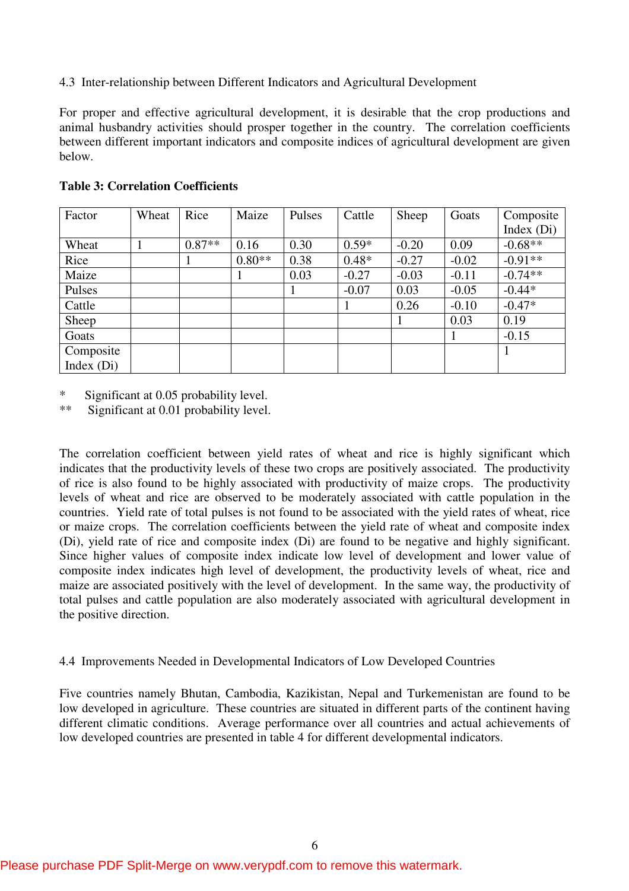### 4.3 Inter-relationship between Different Indicators and Agricultural Development

For proper and effective agricultural development, it is desirable that the crop productions and animal husbandry activities should prosper together in the country. The correlation coefficients between different important indicators and composite indices of agricultural development are given below.

**Table 3: Correlation Coefficients**

| Factor | Wheat | Rice | Maize | Pulses | Cattle | Sheep | Goats | Composite Index (Di) |
|---|---|---|---|---|---|---|---|---|
| Wheat | 1 | 0.87** | 0.16 | 0.30 | 0.59* | -0.20 | 0.09 | -0.68** |
| Rice | | 1 | 0.80** | 0.38 | 0.48* | -0.27 | -0.02 | -0.91** |
| Maize | | | 1 | 0.03 | -0.27 | -0.03 | -0.11 | -0.74** |
| Pulses | | | | 1 | -0.07 | 0.03 | -0.05 | -0.44* |
| Cattle | | | | | 1 | 0.26 | -0.10 | -0.47* |
| Sheep | | | | | | 1 | 0.03 | 0.19 |
| Goats | | | | | | | 1 | -0.15 |
| Composite Index (Di) | | | | | | | | 1 |

\* Significant at 0.05 probability level.
\*\* Significant at 0.01 probability level.

The correlation coefficient between yield rates of wheat and rice is highly significant which indicates that the productivity levels of these two crops are positively associated. The productivity of rice is also found to be highly associated with productivity of maize crops. The productivity levels of wheat and rice are observed to be moderately associated with cattle population in the countries. Yield rate of total pulses is not found to be associated with the yield rates of wheat, rice or maize crops. The correlation coefficients between the yield rate of wheat and composite index (Di), yield rate of rice and composite index (Di) are found to be negative and highly significant. Since higher values of composite index indicate low level of development and lower value of composite index indicates high level of development, the productivity levels of wheat, rice and maize are associated positively with the level of development. In the same way, the productivity of total pulses and cattle population are also moderately associated with agricultural development in the positive direction.

### 4.4 Improvements Needed in Developmental Indicators of Low Developed Countries

Five countries namely Bhutan, Cambodia, Kazikistan, Nepal and Turkemenistan are found to be low developed in agriculture. These countries are situated in different parts of the continent having different climatic conditions. Average performance over all countries and actual achievements of low developed countries are presented in table 4 for different developmental indicators.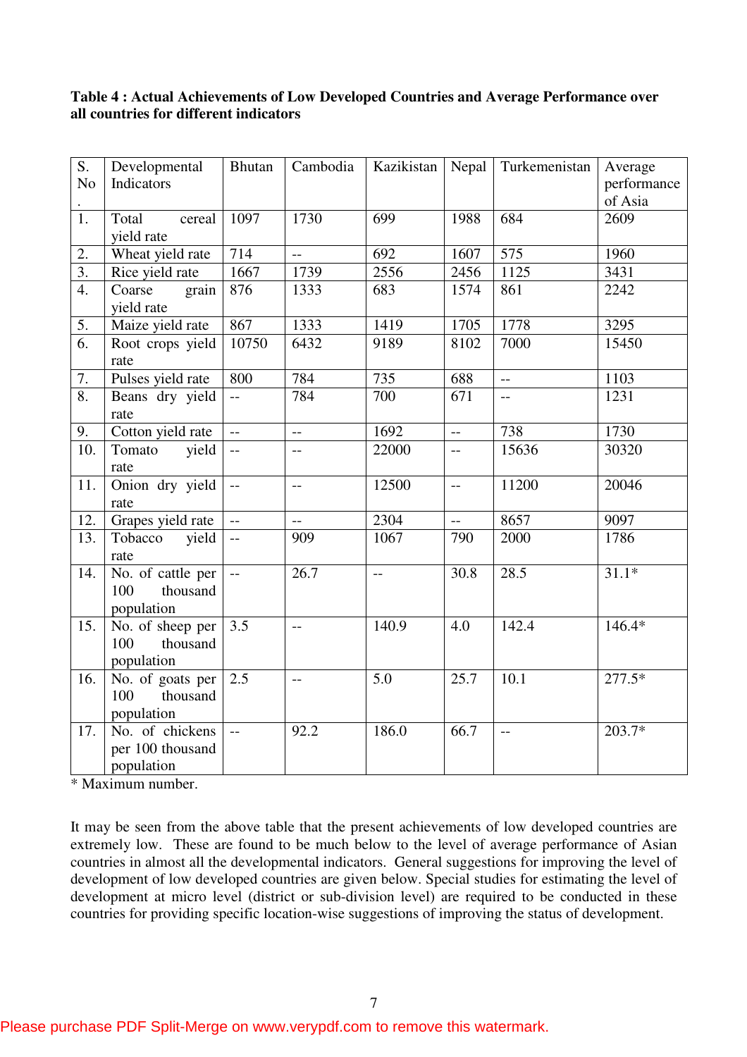**Table 4 : Actual Achievements of Low Developed Countries and Average Performance over all countries for different indicators**

| S. No. | Developmental Indicators | Bhutan | Cambodia | Kazikistan | Nepal | Turkemenistan | Average performance of Asia |
|---|---|---|---|---|---|---|---|
| 1. | Total cereal yield rate | 1097 | 1730 | 699 | 1988 | 684 | 2609 |
| 2. | Wheat yield rate | 714 | -- | 692 | 1607 | 575 | 1960 |
| 3. | Rice yield rate | 1667 | 1739 | 2556 | 2456 | 1125 | 3431 |
| 4. | Coarse grain yield rate | 876 | 1333 | 683 | 1574 | 861 | 2242 |
| 5. | Maize yield rate | 867 | 1333 | 1419 | 1705 | 1778 | 3295 |
| 6. | Root crops yield rate | 10750 | 6432 | 9189 | 8102 | 7000 | 15450 |
| 7. | Pulses yield rate | 800 | 784 | 735 | 688 | -- | 1103 |
| 8. | Beans dry yield rate | -- | 784 | 700 | 671 | -- | 1231 |
| 9. | Cotton yield rate | -- | -- | 1692 | -- | 738 | 1730 |
| 10. | Tomato yield rate | -- | -- | 22000 | -- | 15636 | 30320 |
| 11. | Onion dry yield rate | -- | -- | 12500 | -- | 11200 | 20046 |
| 12. | Grapes yield rate | -- | -- | 2304 | -- | 8657 | 9097 |
| 13. | Tobacco yield rate | -- | 909 | 1067 | 790 | 2000 | 1786 |
| 14. | No. of cattle per 100 thousand population | -- | 26.7 | -- | 30.8 | 28.5 | 31.1* |
| 15. | No. of sheep per 100 thousand population | 3.5 | -- | 140.9 | 4.0 | 142.4 | 146.4* |
| 16. | No. of goats per 100 thousand population | 2.5 | -- | 5.0 | 25.7 | 10.1 | 277.5* |
| 17. | No. of chickens per 100 thousand population | -- | 92.2 | 186.0 | 66.7 | -- | 203.7* |

\* Maximum number.

It may be seen from the above table that the present achievements of low developed countries are extremely low. These are found to be much below to the level of average performance of Asian countries in almost all the developmental indicators. General suggestions for improving the level of development of low developed countries are given below. Special studies for estimating the level of development at micro level (district or sub-division level) are required to be conducted in these countries for providing specific location-wise suggestions of improving the status of development.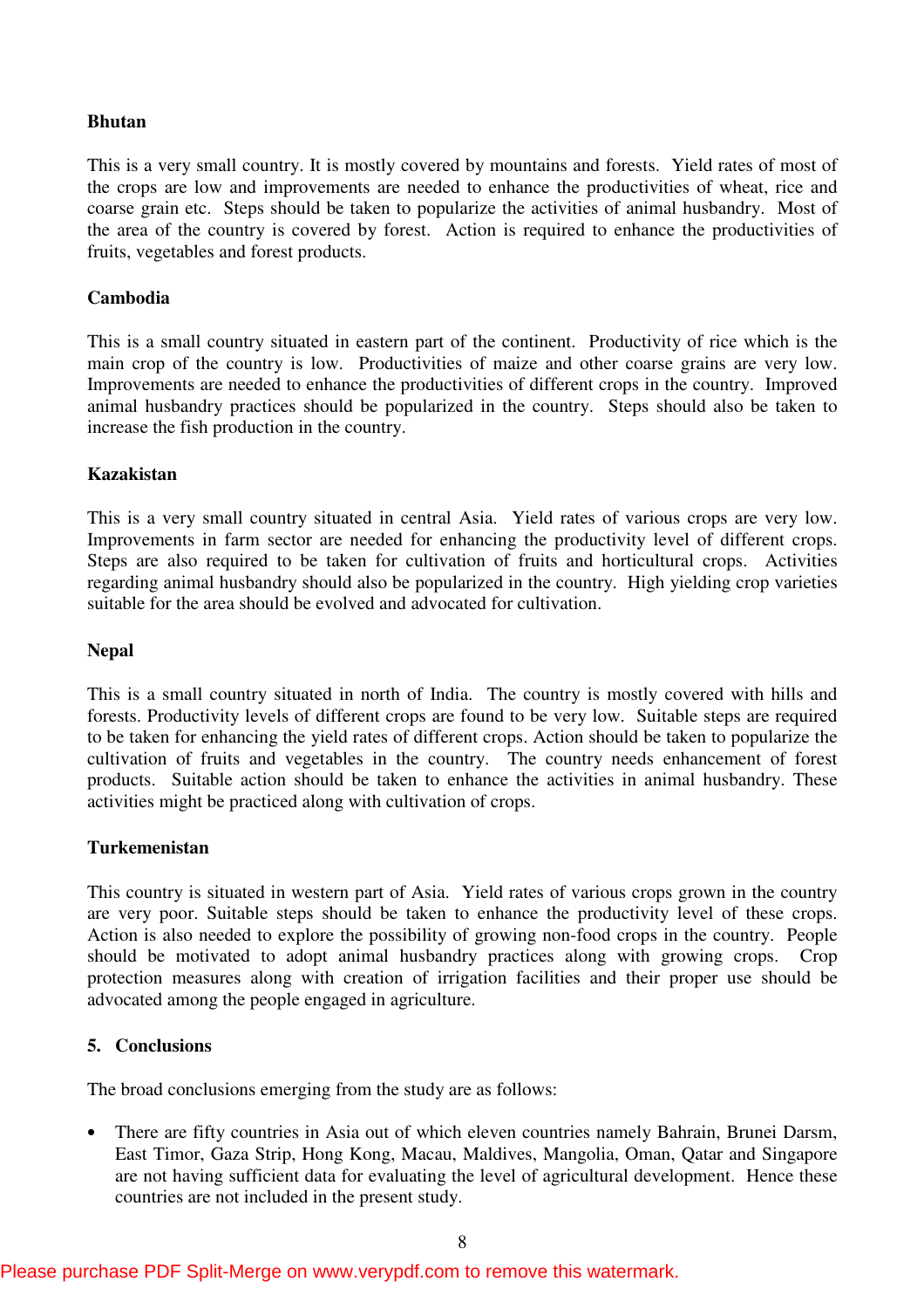**Bhutan**

This is a very small country. It is mostly covered by mountains and forests. Yield rates of most of the crops are low and improvements are needed to enhance the productivities of wheat, rice and coarse grain etc. Steps should be taken to popularize the activities of animal husbandry. Most of the area of the country is covered by forest. Action is required to enhance the productivities of fruits, vegetables and forest products.

**Cambodia**

This is a small country situated in eastern part of the continent. Productivity of rice which is the main crop of the country is low. Productivities of maize and other coarse grains are very low. Improvements are needed to enhance the productivities of different crops in the country. Improved animal husbandry practices should be popularized in the country. Steps should also be taken to increase the fish production in the country.

**Kazakistan**

This is a very small country situated in central Asia. Yield rates of various crops are very low. Improvements in farm sector are needed for enhancing the productivity level of different crops. Steps are also required to be taken for cultivation of fruits and horticultural crops. Activities regarding animal husbandry should also be popularized in the country. High yielding crop varieties suitable for the area should be evolved and advocated for cultivation.

**Nepal**

This is a small country situated in north of India. The country is mostly covered with hills and forests. Productivity levels of different crops are found to be very low. Suitable steps are required to be taken for enhancing the yield rates of different crops. Action should be taken to popularize the cultivation of fruits and vegetables in the country. The country needs enhancement of forest products. Suitable action should be taken to enhance the activities in animal husbandry. These activities might be practiced along with cultivation of crops.

**Turkemenistan**

This country is situated in western part of Asia. Yield rates of various crops grown in the country are very poor. Suitable steps should be taken to enhance the productivity level of these crops. Action is also needed to explore the possibility of growing non-food crops in the country. People should be motivated to adopt animal husbandry practices along with growing crops. Crop protection measures along with creation of irrigation facilities and their proper use should be advocated among the people engaged in agriculture.

## 5. Conclusions

The broad conclusions emerging from the study are as follows:

- There are fifty countries in Asia out of which eleven countries namely Bahrain, Brunei Darsm, East Timor, Gaza Strip, Hong Kong, Macau, Maldives, Mangolia, Oman, Qatar and Singapore are not having sufficient data for evaluating the level of agricultural development. Hence these countries are not included in the present study.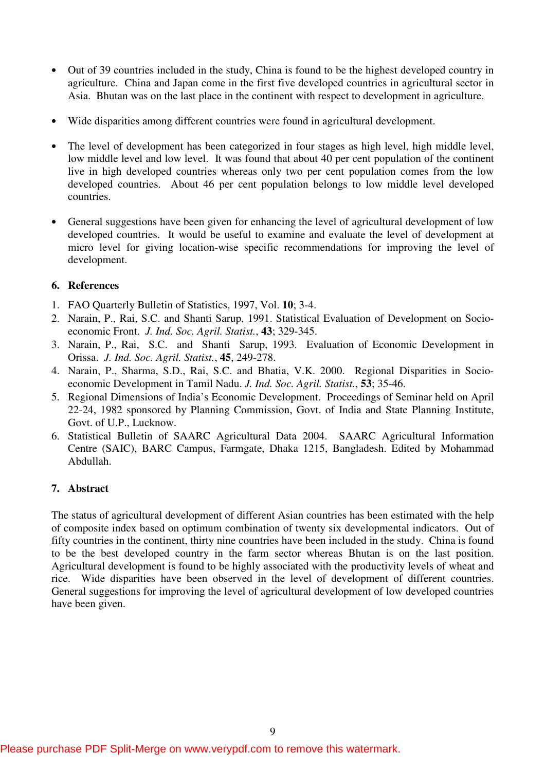- Out of 39 countries included in the study, China is found to be the highest developed country in agriculture. China and Japan come in the first five developed countries in agricultural sector in Asia. Bhutan was on the last place in the continent with respect to development in agriculture.

- Wide disparities among different countries were found in agricultural development.

- The level of development has been categorized in four stages as high level, high middle level, low middle level and low level. It was found that about 40 per cent population of the continent live in high developed countries whereas only two per cent population comes from the low developed countries. About 46 per cent population belongs to low middle level developed countries.

- General suggestions have been given for enhancing the level of agricultural development of low developed countries. It would be useful to examine and evaluate the level of development at micro level for giving location-wise specific recommendations for improving the level of development.

## 6. References

1. FAO Quarterly Bulletin of Statistics, 1997, Vol. **10**; 3-4.
2. Narain, P., Rai, S.C. and Shanti Sarup, 1991. Statistical Evaluation of Development on Socio-economic Front. *J. Ind. Soc. Agril. Statist.*, **43**; 329-345.
3. Narain, P., Rai, S.C. and Shanti Sarup, 1993. Evaluation of Economic Development in Orissa. *J. Ind. Soc. Agril. Statist.*, **45**, 249-278.
4. Narain, P., Sharma, S.D., Rai, S.C. and Bhatia, V.K. 2000. Regional Disparities in Socio-economic Development in Tamil Nadu. *J. Ind. Soc. Agril. Statist.*, **53**; 35-46.
5. Regional Dimensions of India's Economic Development. Proceedings of Seminar held on April 22-24, 1982 sponsored by Planning Commission, Govt. of India and State Planning Institute, Govt. of U.P., Lucknow.
6. Statistical Bulletin of SAARC Agricultural Data 2004. SAARC Agricultural Information Centre (SAIC), BARC Campus, Farmgate, Dhaka 1215, Bangladesh. Edited by Mohammad Abdullah.

## 7. Abstract

The status of agricultural development of different Asian countries has been estimated with the help of composite index based on optimum combination of twenty six developmental indicators. Out of fifty countries in the continent, thirty nine countries have been included in the study. China is found to be the best developed country in the farm sector whereas Bhutan is on the last position. Agricultural development is found to be highly associated with the productivity levels of wheat and rice. Wide disparities have been observed in the level of development of different countries. General suggestions for improving the level of agricultural development of low developed countries have been given.